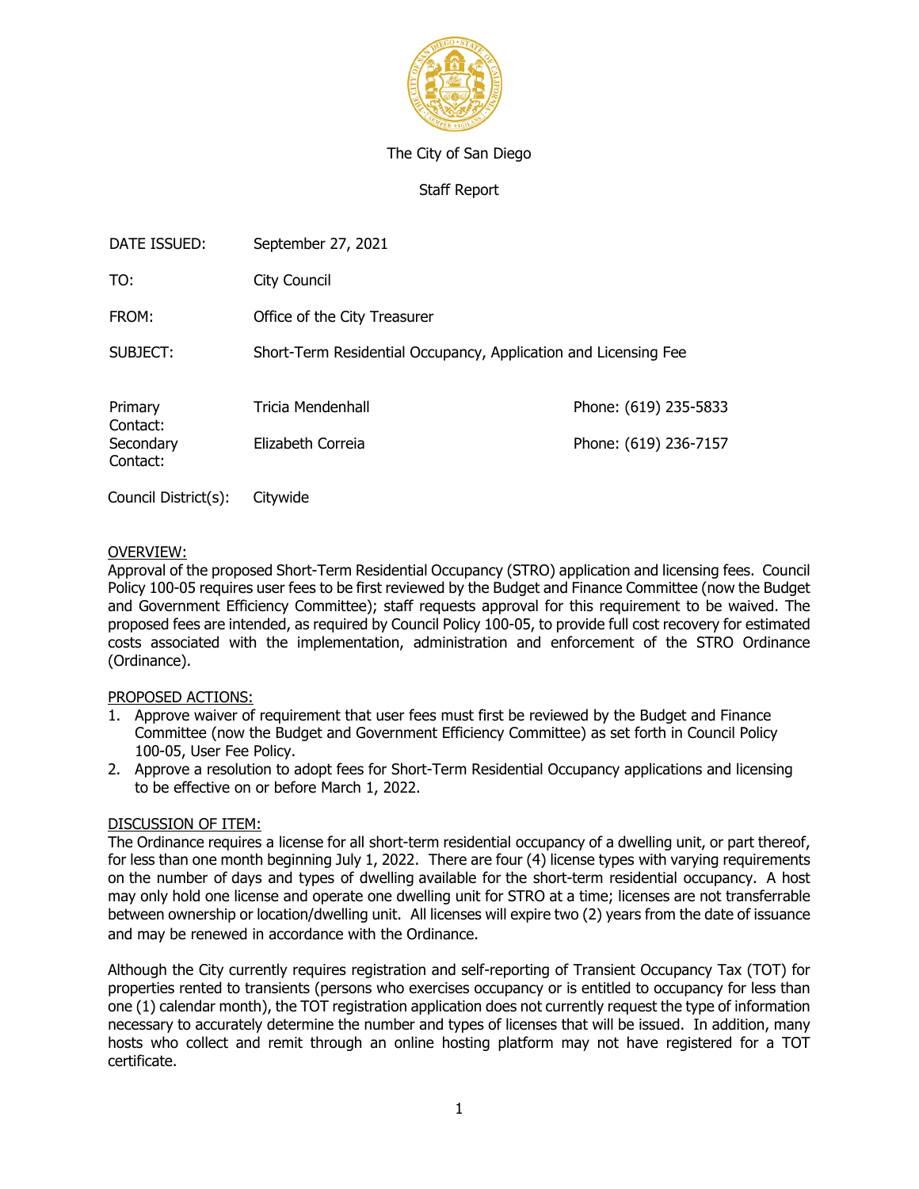The City of San Diego

Staff Report

| | | |
|---|---|---|
| DATE ISSUED: | September 27, 2021 | |
| TO: | City Council | |
| FROM: | Office of the City Treasurer | |
| SUBJECT: | Short-Term Residential Occupancy, Application and Licensing Fee | |
| Primary Contact: | Tricia Mendenhall | Phone: (619) 235-5833 |
| Secondary Contact: | Elizabeth Correia | Phone: (619) 236-7157 |
| Council District(s): | Citywide | |

OVERVIEW:

Approval of the proposed Short-Term Residential Occupancy (STRO) application and licensing fees. Council Policy 100-05 requires user fees to be first reviewed by the Budget and Finance Committee (now the Budget and Government Efficiency Committee); staff requests approval for this requirement to be waived. The proposed fees are intended, as required by Council Policy 100-05, to provide full cost recovery for estimated costs associated with the implementation, administration and enforcement of the STRO Ordinance (Ordinance).

PROPOSED ACTIONS:

1. Approve waiver of requirement that user fees must first be reviewed by the Budget and Finance Committee (now the Budget and Government Efficiency Committee) as set forth in Council Policy 100-05, User Fee Policy.
2. Approve a resolution to adopt fees for Short-Term Residential Occupancy applications and licensing to be effective on or before March 1, 2022.

DISCUSSION OF ITEM:

The Ordinance requires a license for all short-term residential occupancy of a dwelling unit, or part thereof, for less than one month beginning July 1, 2022. There are four (4) license types with varying requirements on the number of days and types of dwelling available for the short-term residential occupancy. A host may only hold one license and operate one dwelling unit for STRO at a time; licenses are not transferrable between ownership or location/dwelling unit. All licenses will expire two (2) years from the date of issuance and may be renewed in accordance with the Ordinance.

Although the City currently requires registration and self-reporting of Transient Occupancy Tax (TOT) for properties rented to transients (persons who exercises occupancy or is entitled to occupancy for less than one (1) calendar month), the TOT registration application does not currently request the type of information necessary to accurately determine the number and types of licenses that will be issued. In addition, many hosts who collect and remit through an online hosting platform may not have registered for a TOT certificate.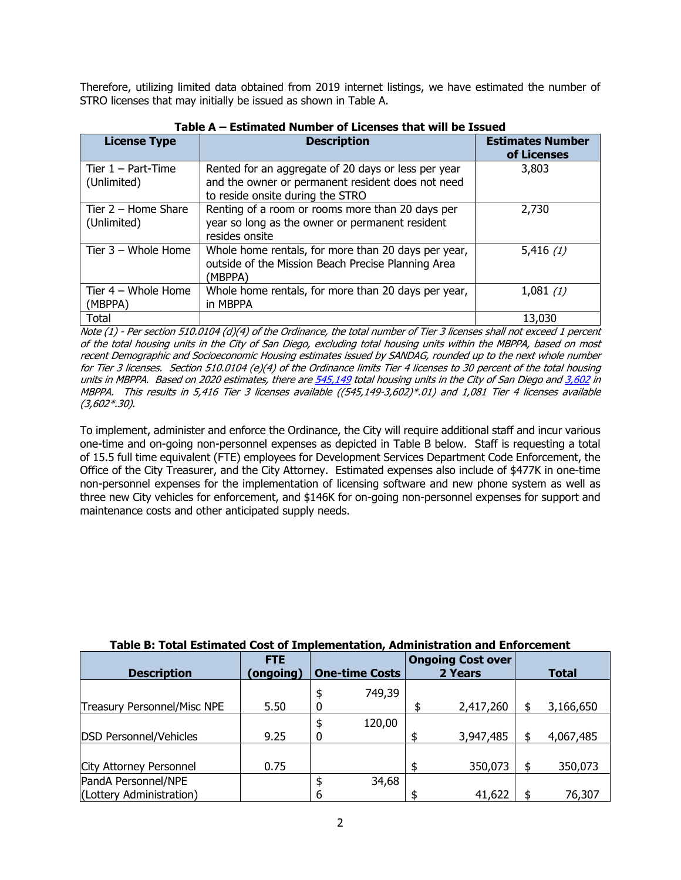Therefore, utilizing limited data obtained from 2019 internet listings, we have estimated the number of STRO licenses that may initially be issued as shown in Table A.

**Table A – Estimated Number of Licenses that will be Issued**

| License Type | Description | Estimates Number of Licenses |
|---|---|---|
| Tier 1 – Part-Time (Unlimited) | Rented for an aggregate of 20 days or less per year and the owner or permanent resident does not need to reside onsite during the STRO | 3,803 |
| Tier 2 – Home Share (Unlimited) | Renting of a room or rooms more than 20 days per year so long as the owner or permanent resident resides onsite | 2,730 |
| Tier 3 – Whole Home | Whole home rentals, for more than 20 days per year, outside of the Mission Beach Precise Planning Area (MBPPA) | 5,416 *(1)* |
| Tier 4 – Whole Home (MBPPA) | Whole home rentals, for more than 20 days per year, in MBPPA | 1,081 *(1)* |
| Total | | 13,030 |

*Note (1) - Per section 510.0104 (d)(4) of the Ordinance, the total number of Tier 3 licenses shall not exceed 1 percent of the total housing units in the City of San Diego, excluding total housing units within the MBPPA, based on most recent Demographic and Socioeconomic Housing estimates issued by SANDAG, rounded up to the next whole number for Tier 3 licenses. Section 510.0104 (e)(4) of the Ordinance limits Tier 4 licenses to 30 percent of the total housing units in MBPPA. Based on 2020 estimates, there are 545,149 total housing units in the City of San Diego and 3,602 in MBPPA. This results in 5,416 Tier 3 licenses available ((545,149-3,602)\*.01) and 1,081 Tier 4 licenses available (3,602\*.30).*

To implement, administer and enforce the Ordinance, the City will require additional staff and incur various one-time and on-going non-personnel expenses as depicted in Table B below. Staff is requesting a total of 15.5 full time equivalent (FTE) employees for Development Services Department Code Enforcement, the Office of the City Treasurer, and the City Attorney. Estimated expenses also include of $477K in one-time non-personnel expenses for the implementation of licensing software and new phone system as well as three new City vehicles for enforcement, and $146K for on-going non-personnel expenses for support and maintenance costs and other anticipated supply needs.

**Table B: Total Estimated Cost of Implementation, Administration and Enforcement**

| Description | FTE (ongoing) | One-time Costs | Ongoing Cost over 2 Years | Total |
|---|---|---|---|---|
| Treasury Personnel/Misc NPE | 5.50 | $ 749,390 | $ 2,417,260 | $ 3,166,650 |
| DSD Personnel/Vehicles | 9.25 | $ 120,000 | $ 3,947,485 | $ 4,067,485 |
| City Attorney Personnel | 0.75 | | $ 350,073 | $ 350,073 |
| PandA Personnel/NPE (Lottery Administration) | | $ 34,686 | $ 41,622 | $ 76,307 |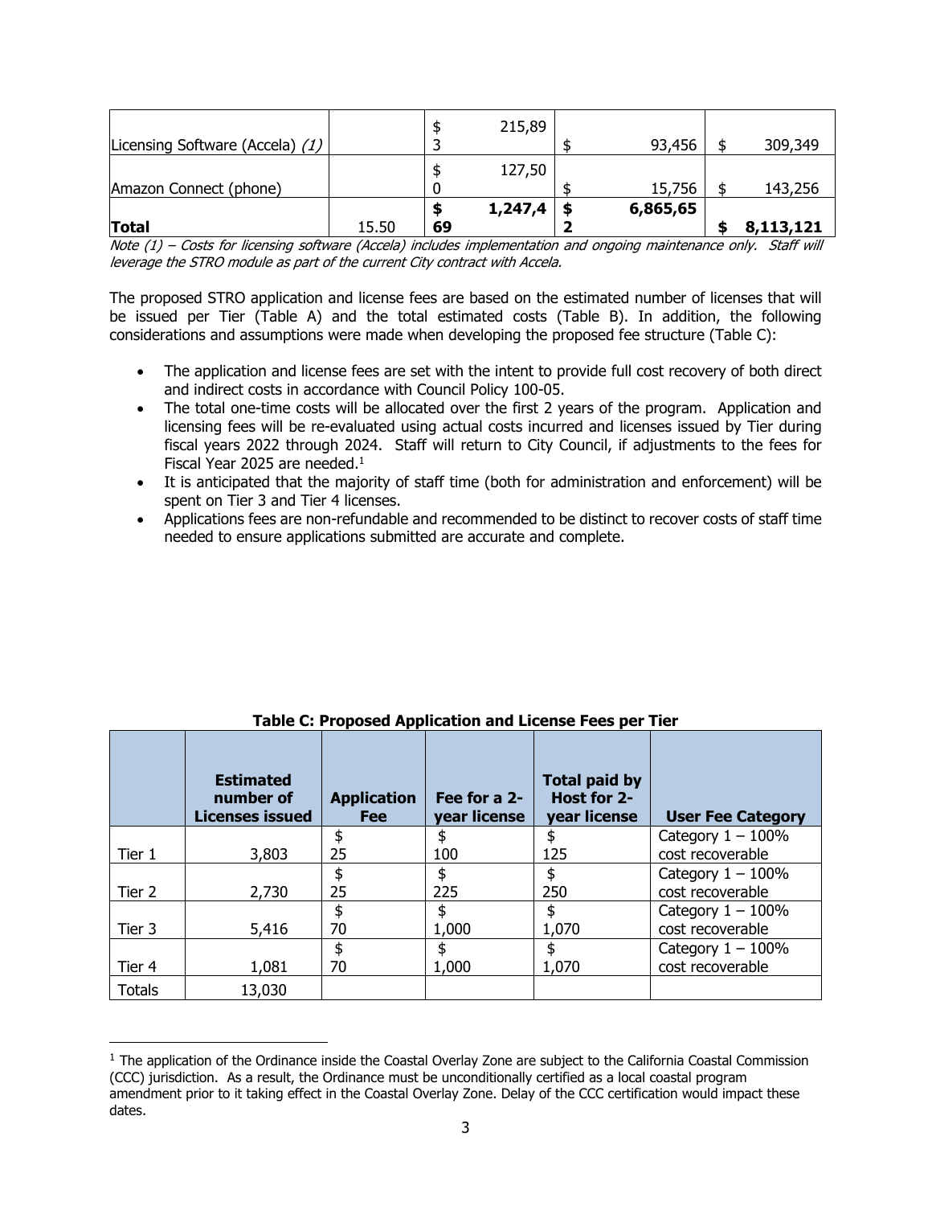| | | | | |
|---|---|---|---|---|
| Licensing Software (Accela) *(1)* | | $ 215,893 | $ 93,456 | $ 309,349 |
| Amazon Connect (phone) | | $ 127,500 | $ 15,756 | $ 143,256 |
| **Total** | 15.50 | **$ 1,247,469** | **$ 6,865,652** | **$ 8,113,121** |

*Note (1) – Costs for licensing software (Accela) includes implementation and ongoing maintenance only. Staff will leverage the STRO module as part of the current City contract with Accela.*

The proposed STRO application and license fees are based on the estimated number of licenses that will be issued per Tier (Table A) and the total estimated costs (Table B). In addition, the following considerations and assumptions were made when developing the proposed fee structure (Table C):

- The application and license fees are set with the intent to provide full cost recovery of both direct and indirect costs in accordance with Council Policy 100-05.
- The total one-time costs will be allocated over the first 2 years of the program. Application and licensing fees will be re-evaluated using actual costs incurred and licenses issued by Tier during fiscal years 2022 through 2024. Staff will return to City Council, if adjustments to the fees for Fiscal Year 2025 are needed.[1]
- It is anticipated that the majority of staff time (both for administration and enforcement) will be spent on Tier 3 and Tier 4 licenses.
- Applications fees are non-refundable and recommended to be distinct to recover costs of staff time needed to ensure applications submitted are accurate and complete.

**Table C: Proposed Application and License Fees per Tier**

| | Estimated number of Licenses issued | Application Fee | Fee for a 2-year license | Total paid by Host for 2-year license | User Fee Category |
|---|---|---|---|---|---|
| Tier 1 | 3,803 | $ 25 | $ 100 | $ 125 | Category 1 – 100% cost recoverable |
| Tier 2 | 2,730 | $ 25 | $ 225 | $ 250 | Category 1 – 100% cost recoverable |
| Tier 3 | 5,416 | $ 70 | $ 1,000 | $ 1,070 | Category 1 – 100% cost recoverable |
| Tier 4 | 1,081 | $ 70 | $ 1,000 | $ 1,070 | Category 1 – 100% cost recoverable |
| Totals | 13,030 | | | | |

[1] The application of the Ordinance inside the Coastal Overlay Zone are subject to the California Coastal Commission (CCC) jurisdiction. As a result, the Ordinance must be unconditionally certified as a local coastal program amendment prior to it taking effect in the Coastal Overlay Zone. Delay of the CCC certification would impact these dates.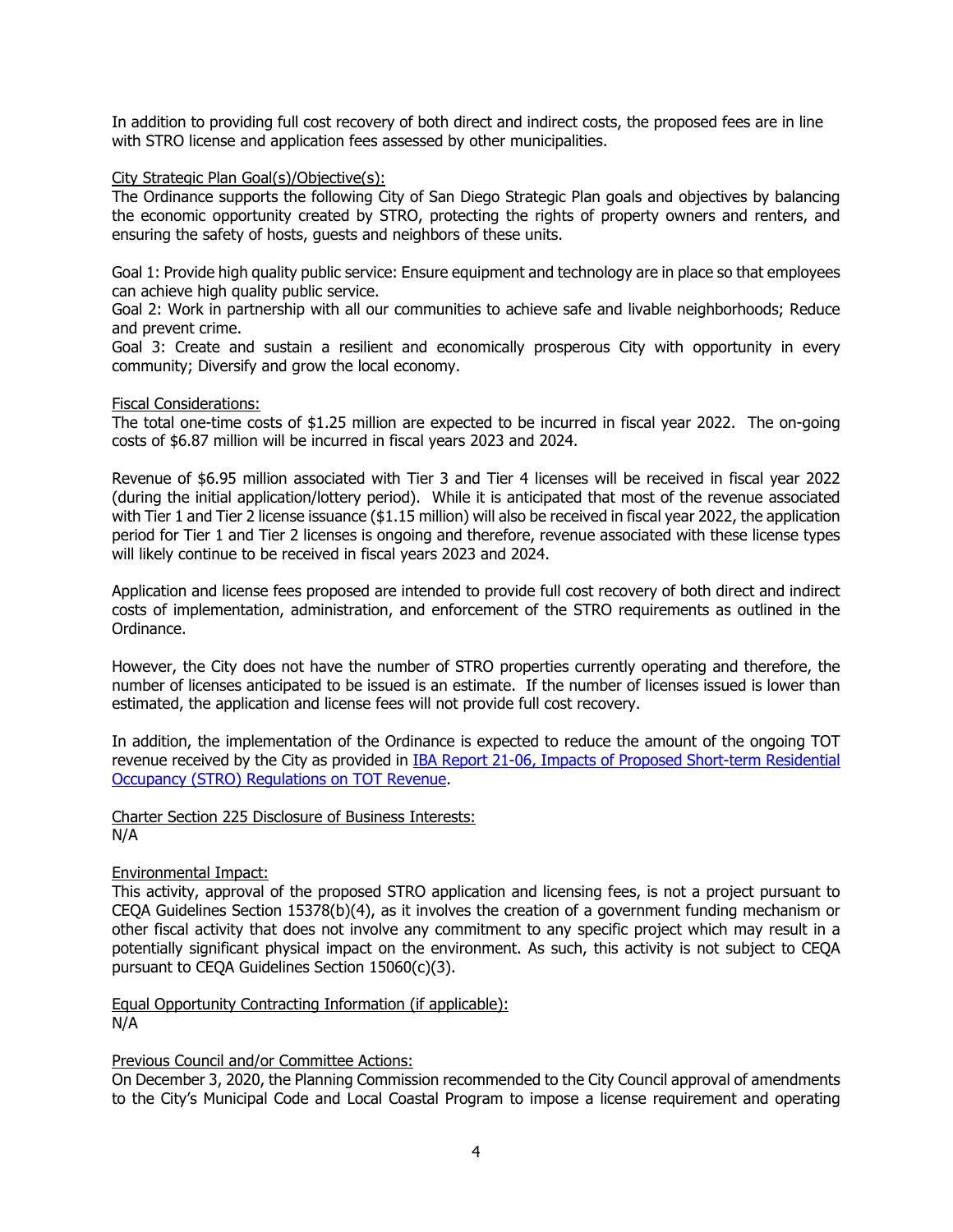In addition to providing full cost recovery of both direct and indirect costs, the proposed fees are in line with STRO license and application fees assessed by other municipalities.

City Strategic Plan Goal(s)/Objective(s):

The Ordinance supports the following City of San Diego Strategic Plan goals and objectives by balancing the economic opportunity created by STRO, protecting the rights of property owners and renters, and ensuring the safety of hosts, guests and neighbors of these units.

Goal 1: Provide high quality public service: Ensure equipment and technology are in place so that employees can achieve high quality public service.

Goal 2: Work in partnership with all our communities to achieve safe and livable neighborhoods; Reduce and prevent crime.

Goal 3: Create and sustain a resilient and economically prosperous City with opportunity in every community; Diversify and grow the local economy.

Fiscal Considerations:

The total one-time costs of $1.25 million are expected to be incurred in fiscal year 2022. The on-going costs of $6.87 million will be incurred in fiscal years 2023 and 2024.

Revenue of $6.95 million associated with Tier 3 and Tier 4 licenses will be received in fiscal year 2022 (during the initial application/lottery period). While it is anticipated that most of the revenue associated with Tier 1 and Tier 2 license issuance ($1.15 million) will also be received in fiscal year 2022, the application period for Tier 1 and Tier 2 licenses is ongoing and therefore, revenue associated with these license types will likely continue to be received in fiscal years 2023 and 2024.

Application and license fees proposed are intended to provide full cost recovery of both direct and indirect costs of implementation, administration, and enforcement of the STRO requirements as outlined in the Ordinance.

However, the City does not have the number of STRO properties currently operating and therefore, the number of licenses anticipated to be issued is an estimate. If the number of licenses issued is lower than estimated, the application and license fees will not provide full cost recovery.

In addition, the implementation of the Ordinance is expected to reduce the amount of the ongoing TOT revenue received by the City as provided in IBA Report 21-06, Impacts of Proposed Short-term Residential Occupancy (STRO) Regulations on TOT Revenue.

Charter Section 225 Disclosure of Business Interests:

N/A

Environmental Impact:

This activity, approval of the proposed STRO application and licensing fees, is not a project pursuant to CEQA Guidelines Section 15378(b)(4), as it involves the creation of a government funding mechanism or other fiscal activity that does not involve any commitment to any specific project which may result in a potentially significant physical impact on the environment. As such, this activity is not subject to CEQA pursuant to CEQA Guidelines Section 15060(c)(3).

Equal Opportunity Contracting Information (if applicable):

N/A

Previous Council and/or Committee Actions:

On December 3, 2020, the Planning Commission recommended to the City Council approval of amendments to the City's Municipal Code and Local Coastal Program to impose a license requirement and operating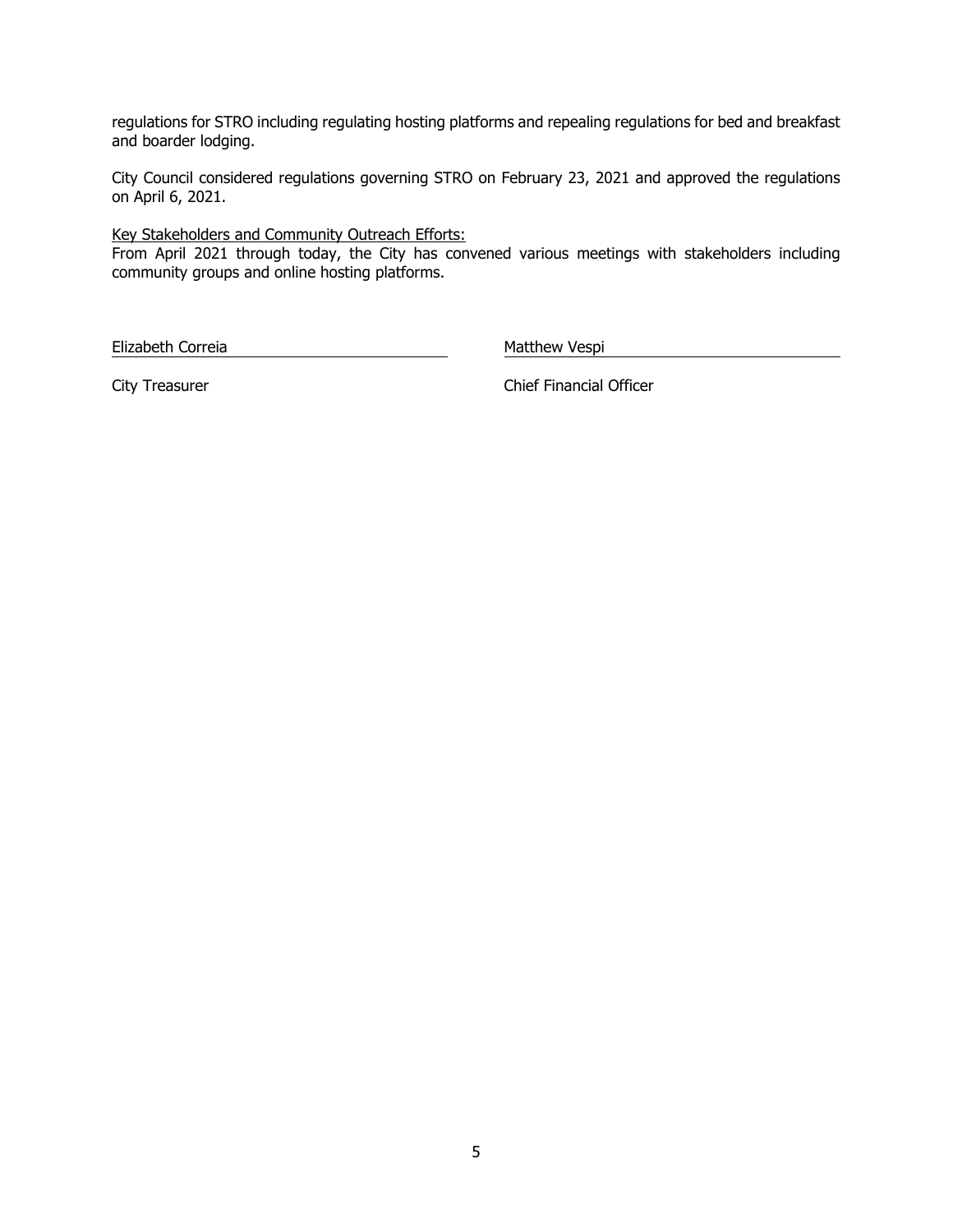regulations for STRO including regulating hosting platforms and repealing regulations for bed and breakfast and boarder lodging.

City Council considered regulations governing STRO on February 23, 2021 and approved the regulations on April 6, 2021.

Key Stakeholders and Community Outreach Efforts:
From April 2021 through today, the City has convened various meetings with stakeholders including community groups and online hosting platforms.

Elizabeth Correia
City Treasurer

Matthew Vespi
Chief Financial Officer